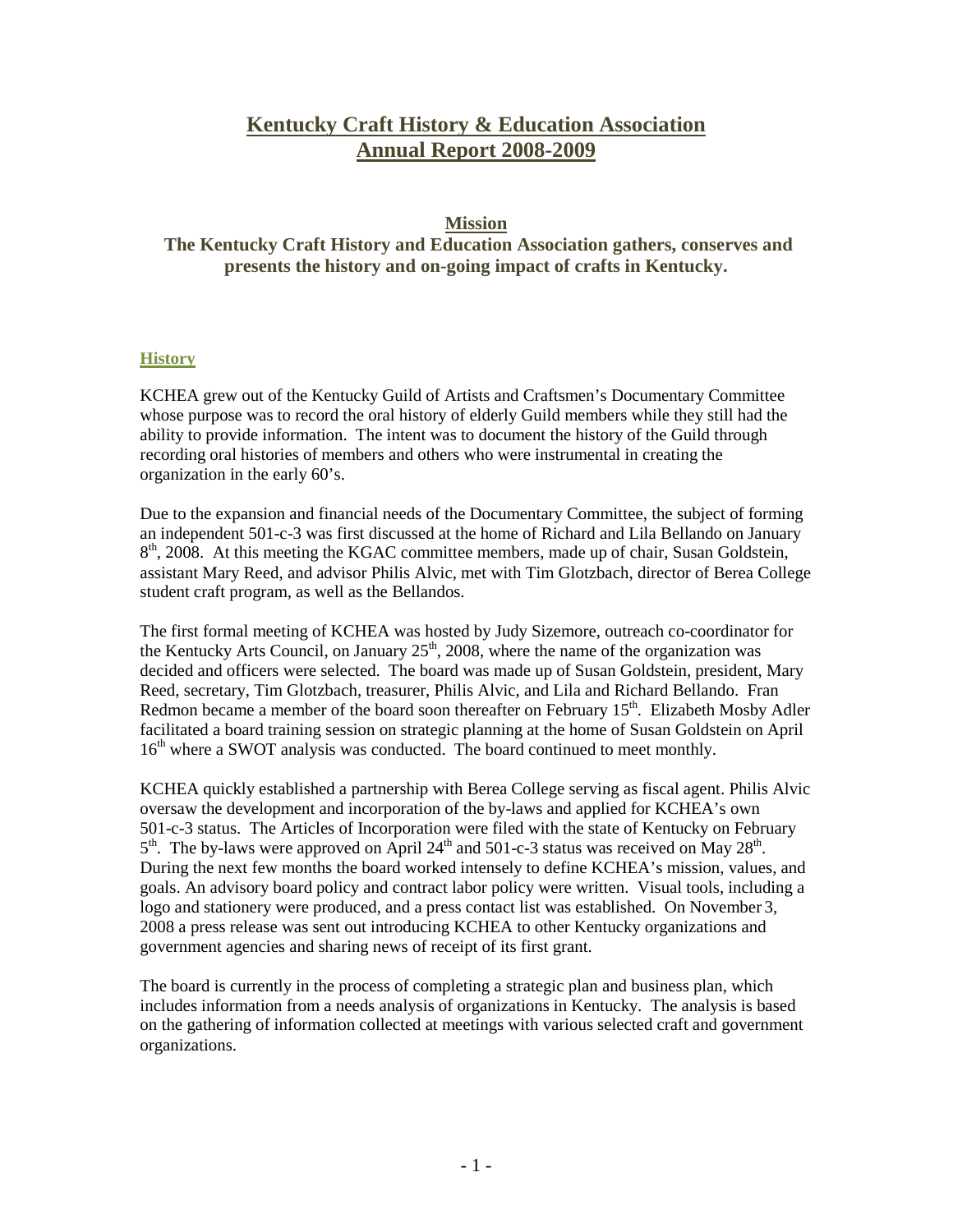# Kentucky Craft History & Education Association
# Annual Report 2008-2009

## Mission

**The Kentucky Craft History and Education Association gathers, conserves and presents the history and on-going impact of crafts in Kentucky.**

### History

KCHEA grew out of the Kentucky Guild of Artists and Craftsmen's Documentary Committee whose purpose was to record the oral history of elderly Guild members while they still had the ability to provide information. The intent was to document the history of the Guild through recording oral histories of members and others who were instrumental in creating the organization in the early 60's.

Due to the expansion and financial needs of the Documentary Committee, the subject of forming an independent 501-c-3 was first discussed at the home of Richard and Lila Bellando on January 8th, 2008. At this meeting the KGAC committee members, made up of chair, Susan Goldstein, assistant Mary Reed, and advisor Philis Alvic, met with Tim Glotzbach, director of Berea College student craft program, as well as the Bellandos.

The first formal meeting of KCHEA was hosted by Judy Sizemore, outreach co-coordinator for the Kentucky Arts Council, on January 25th, 2008, where the name of the organization was decided and officers were selected. The board was made up of Susan Goldstein, president, Mary Reed, secretary, Tim Glotzbach, treasurer, Philis Alvic, and Lila and Richard Bellando. Fran Redmon became a member of the board soon thereafter on February 15th. Elizabeth Mosby Adler facilitated a board training session on strategic planning at the home of Susan Goldstein on April 16th where a SWOT analysis was conducted. The board continued to meet monthly.

KCHEA quickly established a partnership with Berea College serving as fiscal agent. Philis Alvic oversaw the development and incorporation of the by-laws and applied for KCHEA's own 501-c-3 status. The Articles of Incorporation were filed with the state of Kentucky on February 5th. The by-laws were approved on April 24th and 501-c-3 status was received on May 28th. During the next few months the board worked intensely to define KCHEA's mission, values, and goals. An advisory board policy and contract labor policy were written. Visual tools, including a logo and stationery were produced, and a press contact list was established. On November 3, 2008 a press release was sent out introducing KCHEA to other Kentucky organizations and government agencies and sharing news of receipt of its first grant.

The board is currently in the process of completing a strategic plan and business plan, which includes information from a needs analysis of organizations in Kentucky. The analysis is based on the gathering of information collected at meetings with various selected craft and government organizations.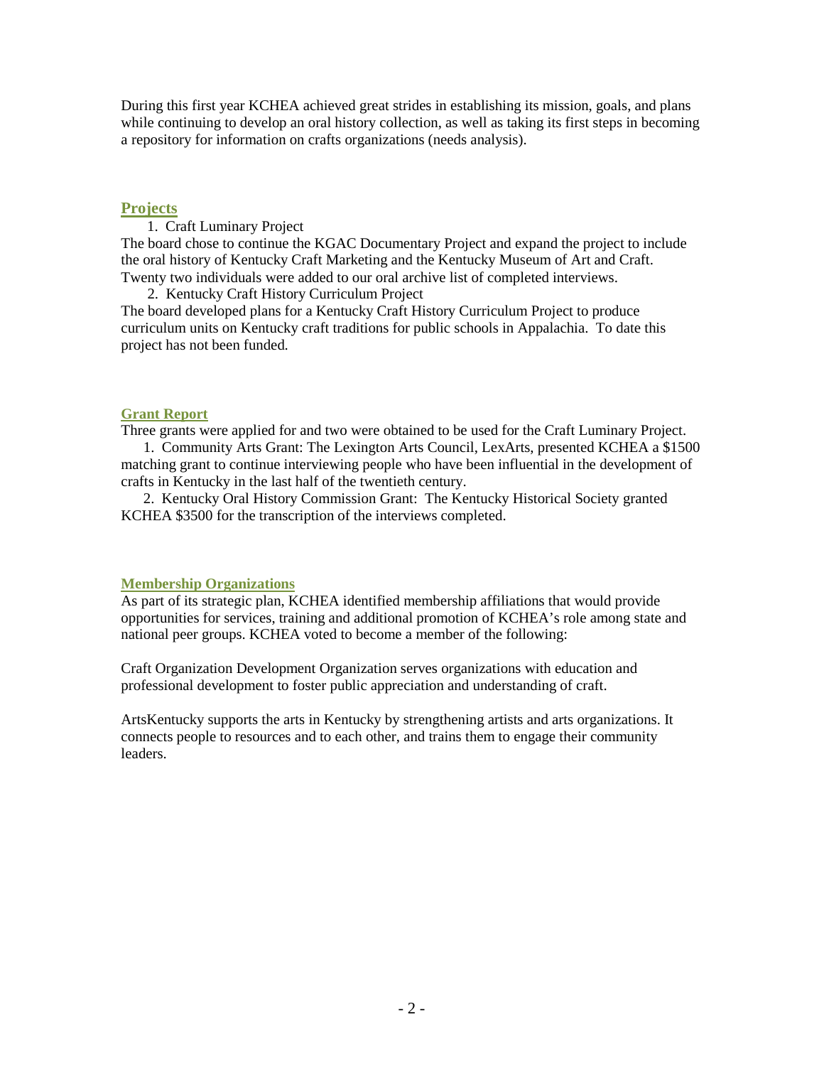During this first year KCHEA achieved great strides in establishing its mission, goals, and plans while continuing to develop an oral history collection, as well as taking its first steps in becoming a repository for information on crafts organizations (needs analysis).

## Projects

1. Craft Luminary Project

The board chose to continue the KGAC Documentary Project and expand the project to include the oral history of Kentucky Craft Marketing and the Kentucky Museum of Art and Craft. Twenty two individuals were added to our oral archive list of completed interviews.

2. Kentucky Craft History Curriculum Project

The board developed plans for a Kentucky Craft History Curriculum Project to produce curriculum units on Kentucky craft traditions for public schools in Appalachia. To date this project has not been funded.

## Grant Report

Three grants were applied for and two were obtained to be used for the Craft Luminary Project.

1. Community Arts Grant: The Lexington Arts Council, LexArts, presented KCHEA a $1500 matching grant to continue interviewing people who have been influential in the development of crafts in Kentucky in the last half of the twentieth century.
2. Kentucky Oral History Commission Grant: The Kentucky Historical Society granted KCHEA $3500 for the transcription of the interviews completed.

## Membership Organizations

As part of its strategic plan, KCHEA identified membership affiliations that would provide opportunities for services, training and additional promotion of KCHEA's role among state and national peer groups. KCHEA voted to become a member of the following:

Craft Organization Development Organization serves organizations with education and professional development to foster public appreciation and understanding of craft.

ArtsKentucky supports the arts in Kentucky by strengthening artists and arts organizations. It connects people to resources and to each other, and trains them to engage their community leaders.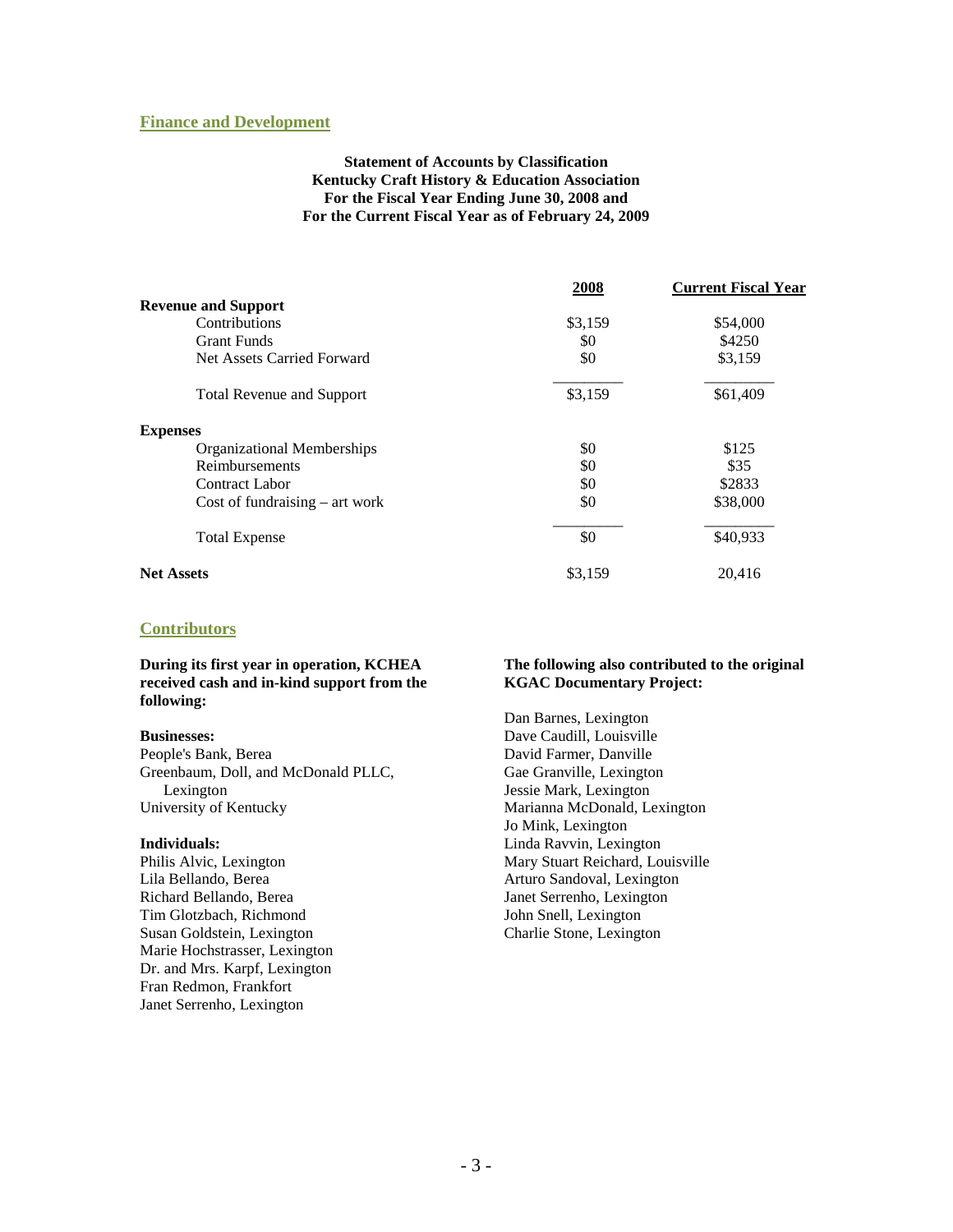## Finance and Development

**Statement of Accounts by Classification**
**Kentucky Craft History & Education Association**
**For the Fiscal Year Ending June 30, 2008 and**
**For the Current Fiscal Year as of February 24, 2009**

| | 2008 | Current Fiscal Year |
|---|---|---|
| **Revenue and Support** | | |
| Contributions | $3,159 | $54,000 |
| Grant Funds | $0 | $4250 |
| Net Assets Carried Forward | $0 | $3,159 |
| Total Revenue and Support | $3,159 | $61,409 |
| **Expenses** | | |
| Organizational Memberships | $0 | $125 |
| Reimbursements | $0 | $35 |
| Contract Labor | $0 | $2833 |
| Cost of fundraising – art work | $0 | $38,000 |
| Total Expense | $0 | $40,933 |
| **Net Assets** | $3,159 | 20,416 |

## Contributors

**During its first year in operation, KCHEA received cash and in-kind support from the following:**

**Businesses:**

People's Bank, Berea
Greenbaum, Doll, and McDonald PLLC, Lexington
University of Kentucky

**Individuals:**

Philis Alvic, Lexington
Lila Bellando, Berea
Richard Bellando, Berea
Tim Glotzbach, Richmond
Susan Goldstein, Lexington
Marie Hochstrasser, Lexington
Dr. and Mrs. Karpf, Lexington
Fran Redmon, Frankfort
Janet Serrenho, Lexington

**The following also contributed to the original KGAC Documentary Project:**

Dan Barnes, Lexington
Dave Caudill, Louisville
David Farmer, Danville
Gae Granville, Lexington
Jessie Mark, Lexington
Marianna McDonald, Lexington
Jo Mink, Lexington
Linda Ravvin, Lexington
Mary Stuart Reichard, Louisville
Arturo Sandoval, Lexington
Janet Serrenho, Lexington
John Snell, Lexington
Charlie Stone, Lexington